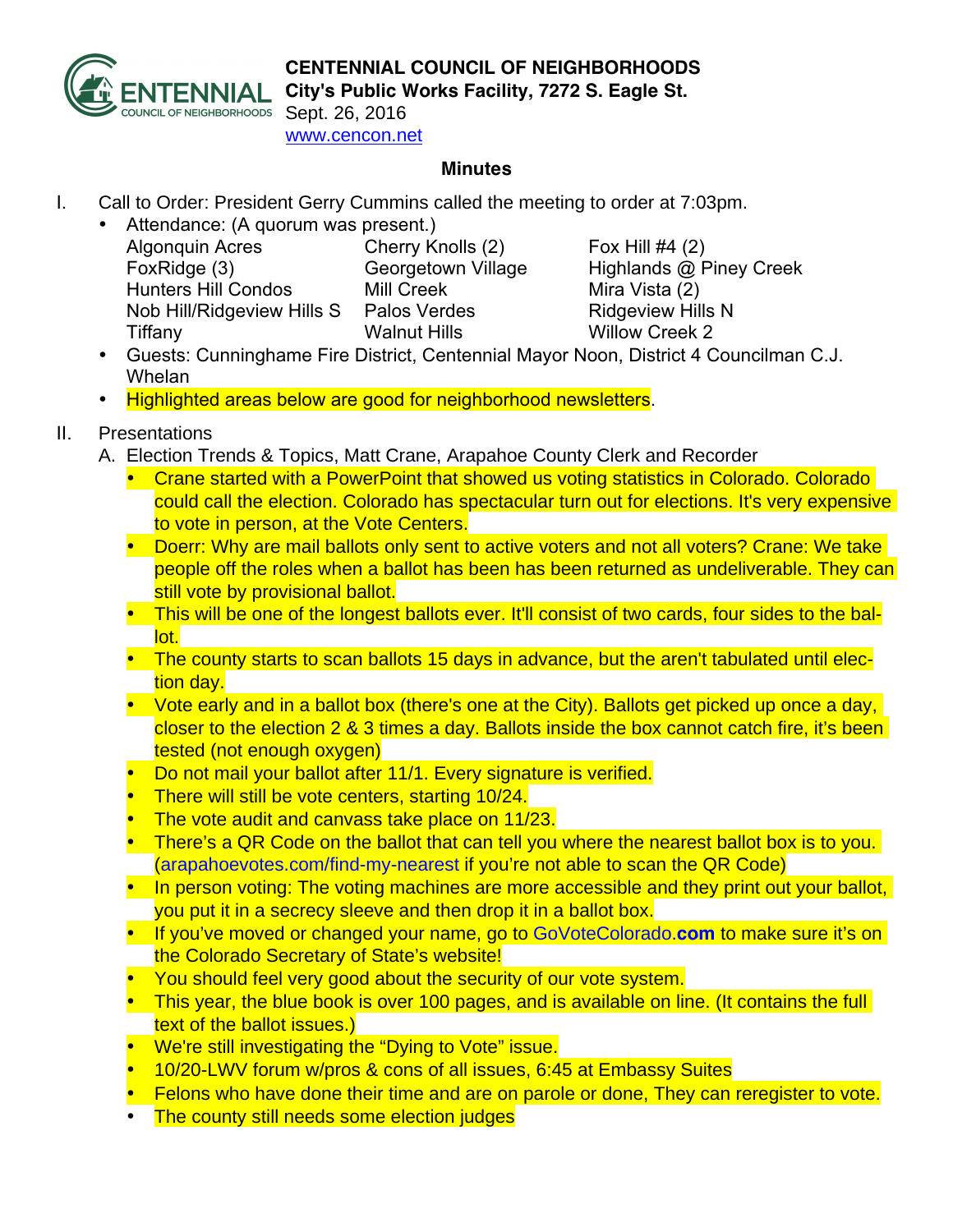# CENTENNIAL COUNCIL OF NEIGHBORHOODS

**City's Public Works Facility, 7272 S. Eagle St.**
Sept. 26, 2016
www.cencon.net

## Minutes

I. Call to Order: President Gerry Cummins called the meeting to order at 7:03pm.
   - Attendance: (A quorum was present.)

| | | |
|---|---|---|
| Algonquin Acres | Cherry Knolls (2) | Fox Hill #4 (2) |
| FoxRidge (3) | Georgetown Village | Highlands @ Piney Creek |
| Hunters Hill Condos | Mill Creek | Mira Vista (2) |
| Nob Hill/Ridgeview Hills S | Palos Verdes | Ridgeview Hills N |
| Tiffany | Walnut Hills | Willow Creek 2 |

   - Guests: Cunninghame Fire District, Centennial Mayor Noon, District 4 Councilman C.J. Whelan
   - Highlighted areas below are good for neighborhood newsletters.

II. Presentations
   A. Election Trends & Topics, Matt Crane, Arapahoe County Clerk and Recorder
      - Crane started with a PowerPoint that showed us voting statistics in Colorado. Colorado could call the election. Colorado has spectacular turn out for elections. It's very expensive to vote in person, at the Vote Centers.
      - Doerr: Why are mail ballots only sent to active voters and not all voters? Crane: We take people off the roles when a ballot has been has been returned as undeliverable. They can still vote by provisional ballot.
      - This will be one of the longest ballots ever. It'll consist of two cards, four sides to the ballot.
      - The county starts to scan ballots 15 days in advance, but the aren't tabulated until election day.
      - Vote early and in a ballot box (there's one at the City). Ballots get picked up once a day, closer to the election 2 & 3 times a day. Ballots inside the box cannot catch fire, it's been tested (not enough oxygen)
      - Do not mail your ballot after 11/1. Every signature is verified.
      - There will still be vote centers, starting 10/24.
      - The vote audit and canvass take place on 11/23.
      - There's a QR Code on the ballot that can tell you where the nearest ballot box is to you. (arapahoevotes.com/find-my-nearest if you're not able to scan the QR Code)
      - In person voting: The voting machines are more accessible and they print out your ballot, you put it in a secrecy sleeve and then drop it in a ballot box.
      - If you've moved or changed your name, go to GoVoteColorado.**com** to make sure it's on the Colorado Secretary of State's website!
      - You should feel very good about the security of our vote system.
      - This year, the blue book is over 100 pages, and is available on line. (It contains the full text of the ballot issues.)
      - We're still investigating the "Dying to Vote" issue.
      - 10/20-LWV forum w/pros & cons of all issues, 6:45 at Embassy Suites
      - Felons who have done their time and are on parole or done, They can reregister to vote.
      - The county still needs some election judges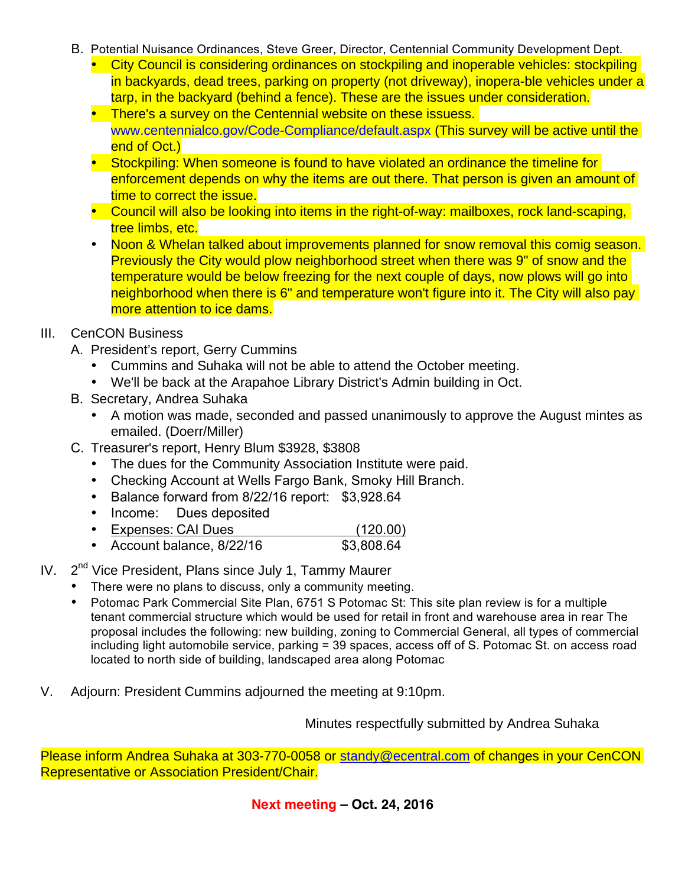B. Potential Nuisance Ordinances, Steve Greer, Director, Centennial Community Development Dept.

- City Council is considering ordinances on stockpiling and inoperable vehicles: stockpiling in backyards, dead trees, parking on property (not driveway), inopera-ble vehicles under a tarp, in the backyard (behind a fence). These are the issues under consideration.
- There's a survey on the Centennial website on these issuess. www.centennialco.gov/Code-Compliance/default.aspx (This survey will be active until the end of Oct.)
- Stockpiling: When someone is found to have violated an ordinance the timeline for enforcement depends on why the items are out there. That person is given an amount of time to correct the issue.
- Council will also be looking into items in the right-of-way: mailboxes, rock land-scaping, tree limbs, etc.
- Noon & Whelan talked about improvements planned for snow removal this comig season. Previously the City would plow neighborhood street when there was 9" of snow and the temperature would be below freezing for the next couple of days, now plows will go into neighborhood when there is 6" and temperature won't figure into it. The City will also pay more attention to ice dams.

III. CenCON Business

A. President's report, Gerry Cummins

- Cummins and Suhaka will not be able to attend the October meeting.
- We'll be back at the Arapahoe Library District's Admin building in Oct.

B. Secretary, Andrea Suhaka

- A motion was made, seconded and passed unanimously to approve the August mintes as emailed. (Doerr/Miller)

C. Treasurer's report, Henry Blum $3928, $3808

- The dues for the Community Association Institute were paid.
- Checking Account at Wells Fargo Bank, Smoky Hill Branch.
- Balance forward from 8/22/16 report: $3,928.64
- Income: Dues deposited
- Expenses: CAI Dues (120.00)
- Account balance, 8/22/16 $3,808.64

IV. 2nd Vice President, Plans since July 1, Tammy Maurer

- There were no plans to discuss, only a community meeting.
- Potomac Park Commercial Site Plan, 6751 S Potomac St: This site plan review is for a multiple tenant commercial structure which would be used for retail in front and warehouse area in rear The proposal includes the following: new building, zoning to Commercial General, all types of commercial including light automobile service, parking = 39 spaces, access off of S. Potomac St. on access road located to north side of building, landscaped area along Potomac

V. Adjourn: President Cummins adjourned the meeting at 9:10pm.

Minutes respectfully submitted by Andrea Suhaka

Please inform Andrea Suhaka at 303-770-0058 or standy@ecentral.com of changes in your CenCON Representative or Association President/Chair.

**Next meeting – Oct. 24, 2016**